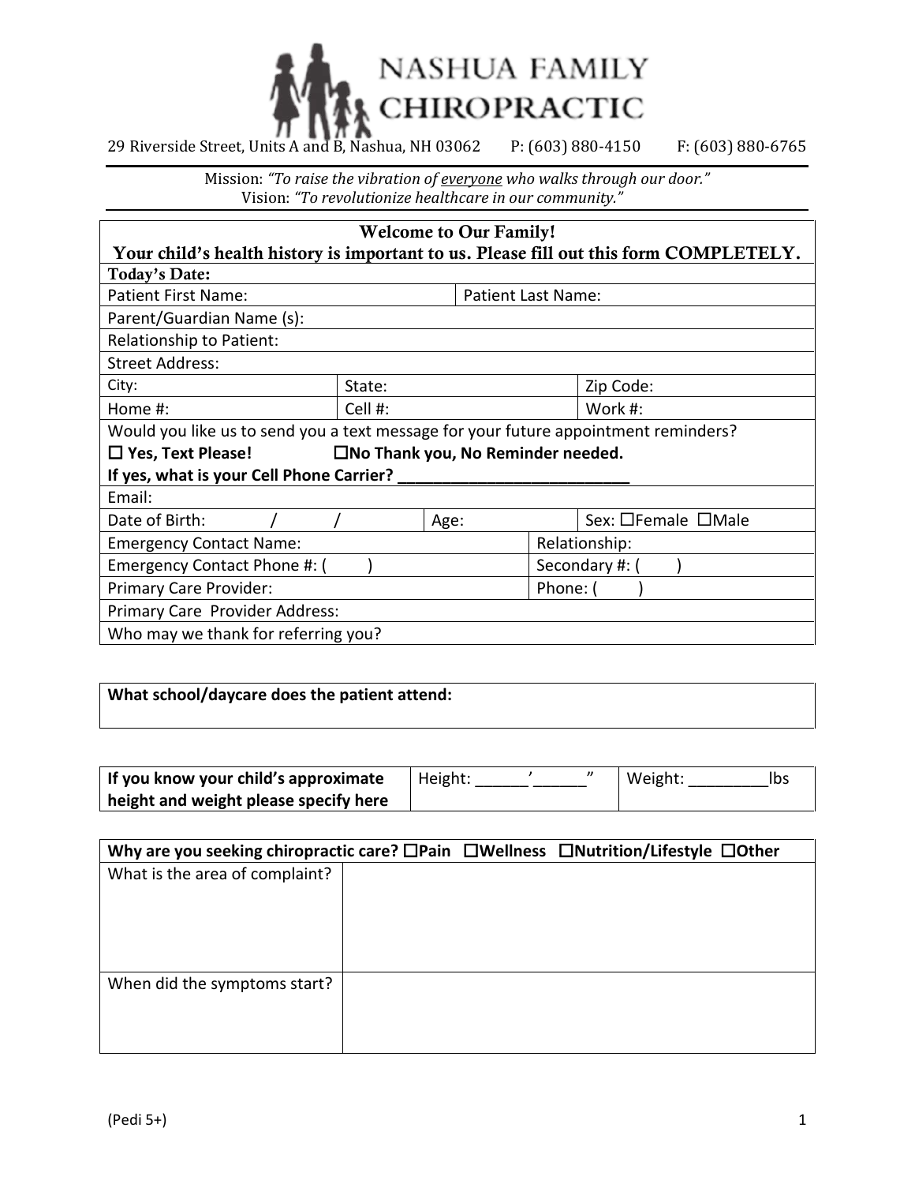# NASHUA FAMILY CHIROPRACTIC

29 Riverside Street, Units A and B, Nashua, NH 03062 P: (603) 880-4150 F: (603) 880-6765

Mission: *"To raise the vibration of everyone who walks through our door."*
Vision: *"To revolutionize healthcare in our community."*

**Welcome to Our Family!**
**Your child's health history is important to us. Please fill out this form COMPLETELY.**

**Today's Date:**

| | | |
|---|---|---|
| Patient First Name: | Patient Last Name: | |
| Parent/Guardian Name (s): | | |
| Relationship to Patient: | | |
| Street Address: | | |
| City: | State: | Zip Code: |
| Home #: | Cell #: | Work #: |

Would you like us to send you a text message for your future appointment reminders?
☐ **Yes, Text Please!** ☐ **No Thank you, No Reminder needed.**
**If yes, what is your Cell Phone Carrier? ___________________________**

| | | |
|---|---|---|
| Email: | | |
| Date of Birth: / / | Age: | Sex: ☐Female ☐Male |
| Emergency Contact Name: | Relationship: | |
| Emergency Contact Phone #: ( ) | Secondary #: ( ) | |
| Primary Care Provider: | Phone: ( ) | |
| Primary Care Provider Address: | | |
| Who may we thank for referring you? | | |

**What school/daycare does the patient attend:**

| | | |
|---|---|---|
| **If you know your child's approximate height and weight please specify here** | Height: ______'______" | Weight: _________lbs |

**Why are you seeking chiropractic care?** ☐**Pain** ☐**Wellness** ☐**Nutrition/Lifestyle** ☐**Other**

| | |
|---|---|
| What is the area of complaint? | |
| When did the symptoms start? | |

(Pedi 5+)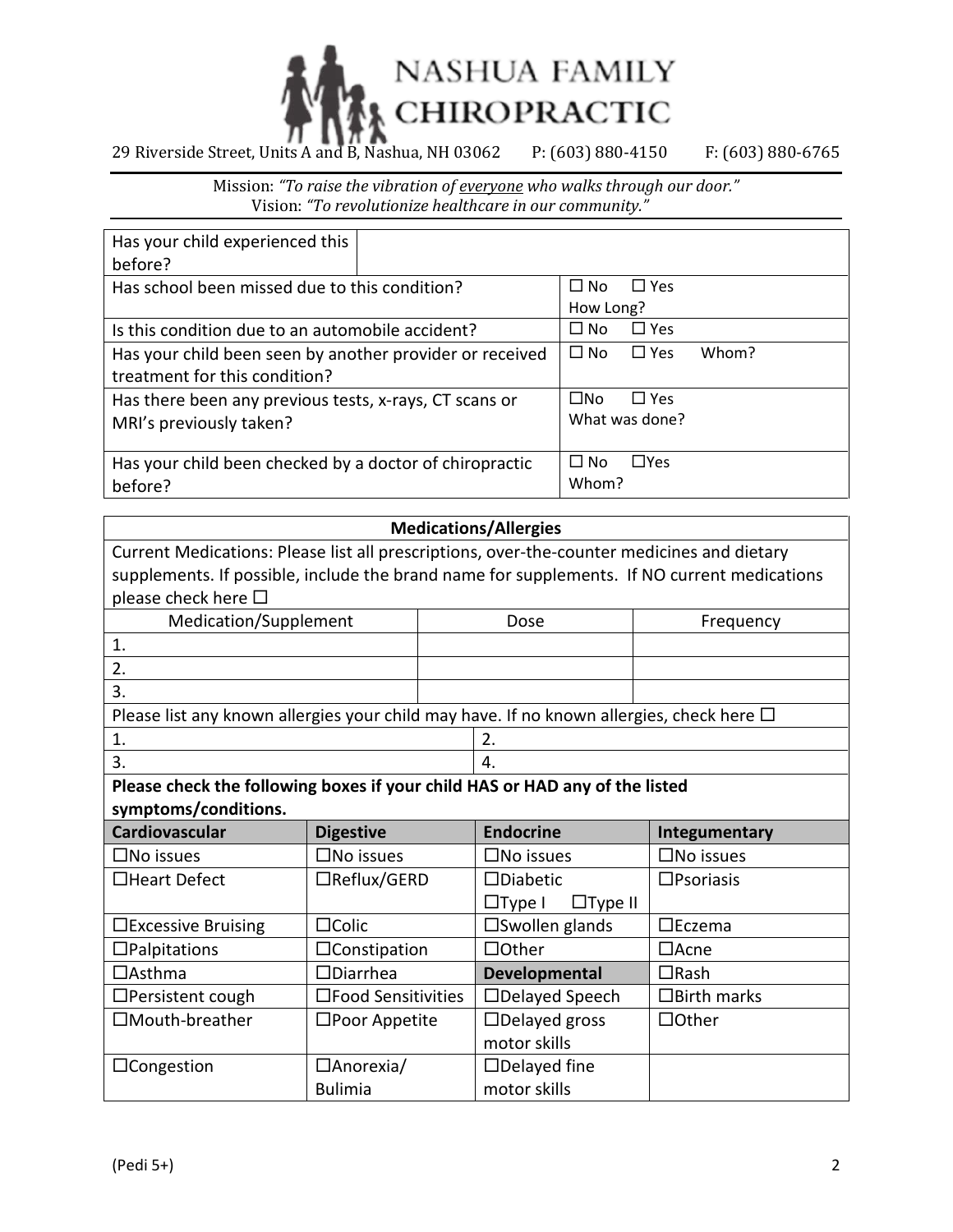# NASHUA FAMILY CHIROPRACTIC

29 Riverside Street, Units A and B, Nashua, NH 03062     P: (603) 880-4150     F: (603) 880-6765

Mission: *"To raise the vibration of everyone who walks through our door."*
Vision: *"To revolutionize healthcare in our community."*

| | |
|---|---|
| Has your child experienced this before? | |
| Has school been missed due to this condition? | ☐ No ☐ Yes<br>How Long? |
| Is this condition due to an automobile accident? | ☐ No ☐ Yes |
| Has your child been seen by another provider or received treatment for this condition? | ☐ No ☐ Yes Whom? |
| Has there been any previous tests, x-rays, CT scans or MRI's previously taken? | ☐No ☐ Yes<br>What was done? |
| Has your child been checked by a doctor of chiropractic before? | ☐ No ☐Yes<br>Whom? |

**Medications/Allergies**

Current Medications: Please list all prescriptions, over-the-counter medicines and dietary supplements. If possible, include the brand name for supplements. If NO current medications please check here ☐

| Medication/Supplement | Dose | Frequency |
|---|---|---|
| 1. | | |
| 2. | | |
| 3. | | |

Please list any known allergies your child may have. If no known allergies, check here ☐

| | |
|---|---|
| 1. | 2. |
| 3. | 4. |

**Please check the following boxes if your child HAS or HAD any of the listed symptoms/conditions.**

| Cardiovascular | Digestive | Endocrine | Integumentary |
|---|---|---|---|
| ☐No issues | ☐No issues | ☐No issues | ☐No issues |
| ☐Heart Defect | ☐Reflux/GERD | ☐Diabetic<br>☐Type I ☐Type II | ☐Psoriasis |
| ☐Excessive Bruising | ☐Colic | ☐Swollen glands | ☐Eczema |
| ☐Palpitations | ☐Constipation | ☐Other | ☐Acne |
| ☐Asthma | ☐Diarrhea | **Developmental** | ☐Rash |
| ☐Persistent cough | ☐Food Sensitivities | ☐Delayed Speech | ☐Birth marks |
| ☐Mouth-breather | ☐Poor Appetite | ☐Delayed gross motor skills | ☐Other |
| ☐Congestion | ☐Anorexia/ Bulimia | ☐Delayed fine motor skills | |

(Pedi 5+)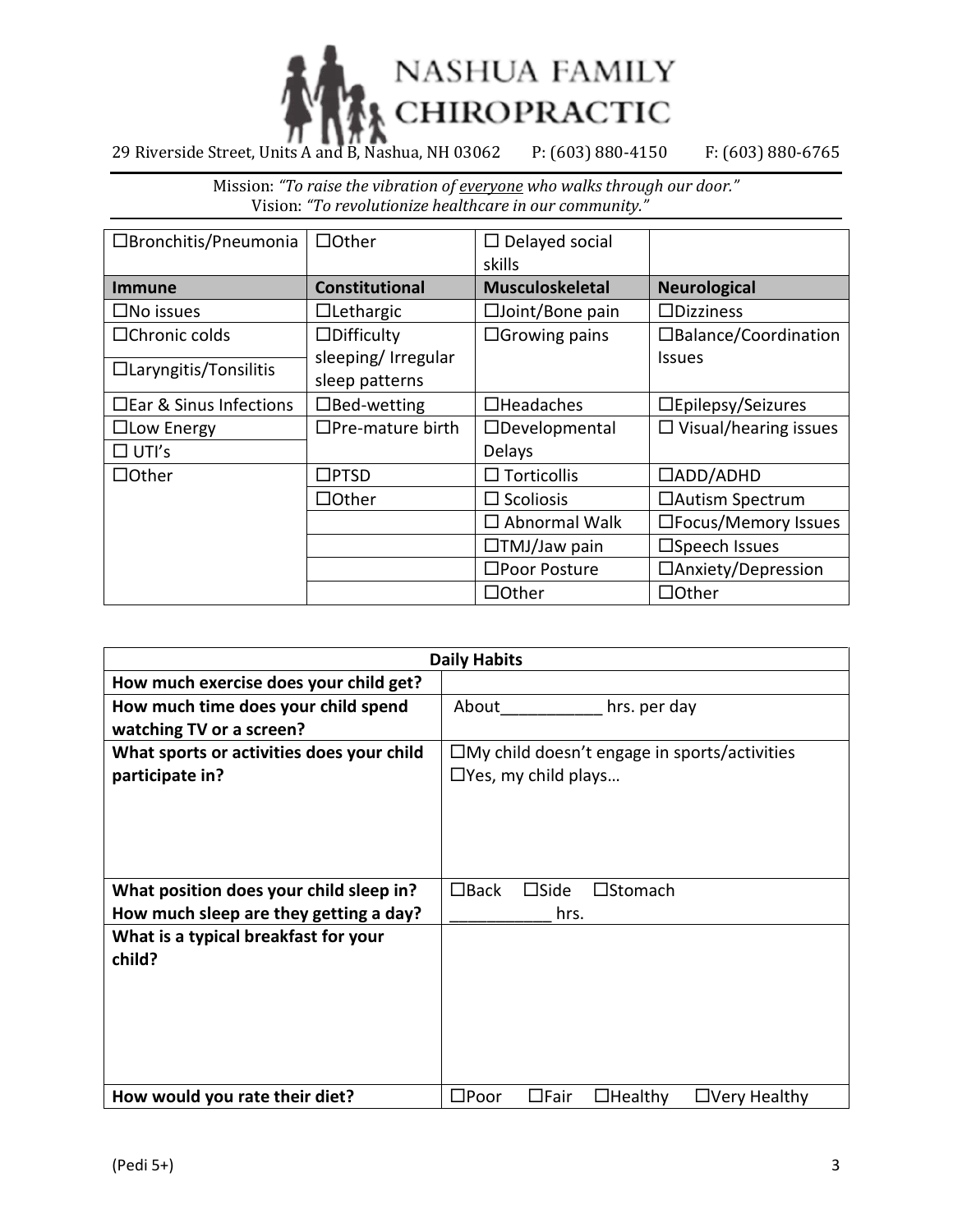# NASHUA FAMILY CHIROPRACTIC

29 Riverside Street, Units A and B, Nashua, NH 03062 P: (603) 880-4150 F: (603) 880-6765

Mission: *"To raise the vibration of everyone who walks through our door."*
Vision: *"To revolutionize healthcare in our community."*

| ☐Bronchitis/Pneumonia | ☐Other | ☐ Delayed social skills | |
|---|---|---|---|
| **Immune** | **Constitutional** | **Musculoskeletal** | **Neurological** |
| ☐No issues | ☐Lethargic | ☐Joint/Bone pain | ☐Dizziness |
| ☐Chronic colds | ☐Difficulty sleeping/ Irregular sleep patterns | ☐Growing pains | ☐Balance/Coordination Issues |
| ☐Laryngitis/Tonsilitis | | | |
| ☐Ear & Sinus Infections | ☐Bed-wetting | ☐Headaches | ☐Epilepsy/Seizures |
| ☐Low Energy | ☐Pre-mature birth | ☐Developmental Delays | ☐ Visual/hearing issues |
| ☐ UTI's | | | |
| ☐Other | ☐PTSD | ☐ Torticollis | ☐ADD/ADHD |
| | ☐Other | ☐ Scoliosis | ☐Autism Spectrum |
| | | ☐ Abnormal Walk | ☐Focus/Memory Issues |
| | | ☐TMJ/Jaw pain | ☐Speech Issues |
| | | ☐Poor Posture | ☐Anxiety/Depression |
| | | ☐Other | ☐Other |

| **Daily Habits** | |
|---|---|
| **How much exercise does your child get?** | |
| **How much time does your child spend watching TV or a screen?** | About___________ hrs. per day |
| **What sports or activities does your child participate in?** | ☐My child doesn't engage in sports/activities<br>☐Yes, my child plays… |
| **What position does your child sleep in?** | ☐Back ☐Side ☐Stomach |
| **How much sleep are they getting a day?** | ___________ hrs. |
| **What is a typical breakfast for your child?** | |
| **How would you rate their diet?** | ☐Poor ☐Fair ☐Healthy ☐Very Healthy |

(Pedi 5+)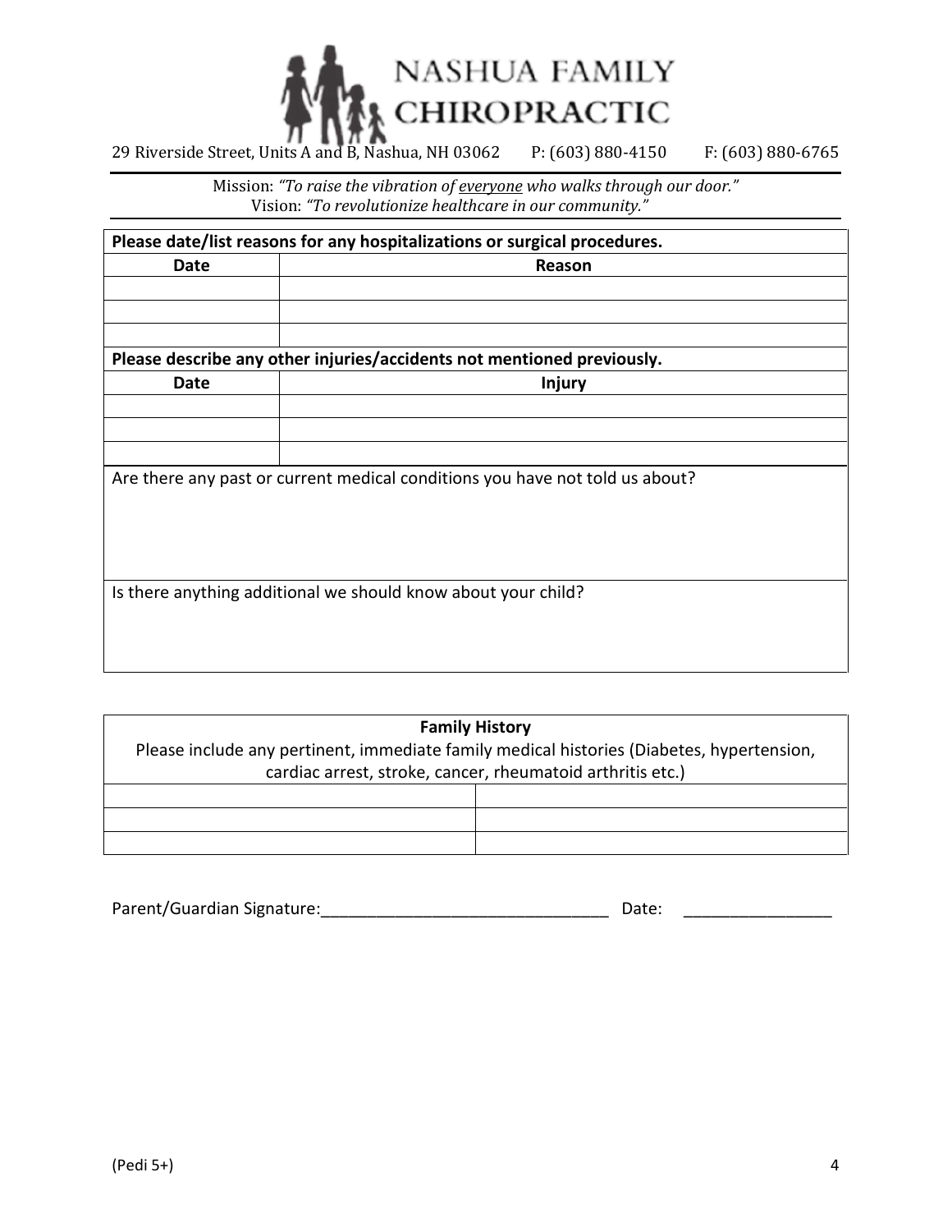# NASHUA FAMILY CHIROPRACTIC

29 Riverside Street, Units A and B, Nashua, NH 03062     P: (603) 880-4150     F: (603) 880-6765

Mission: *"To raise the vibration of everyone who walks through our door."*
Vision: *"To revolutionize healthcare in our community."*

**Please date/list reasons for any hospitalizations or surgical procedures.**

| Date | Reason |
|---|---|
| | |
| | |
| | |

**Please describe any other injuries/accidents not mentioned previously.**

| Date | Injury |
|---|---|
| | |
| | |
| | |

Are there any past or current medical conditions you have not told us about?

Is there anything additional we should know about your child?

**Family History**

Please include any pertinent, immediate family medical histories (Diabetes, hypertension, cardiac arrest, stroke, cancer, rheumatoid arthritis etc.)

| | |
|---|---|
| | |
| | |
| | |

Parent/Guardian Signature:_______________________________ Date: ________________

(Pedi 5+)